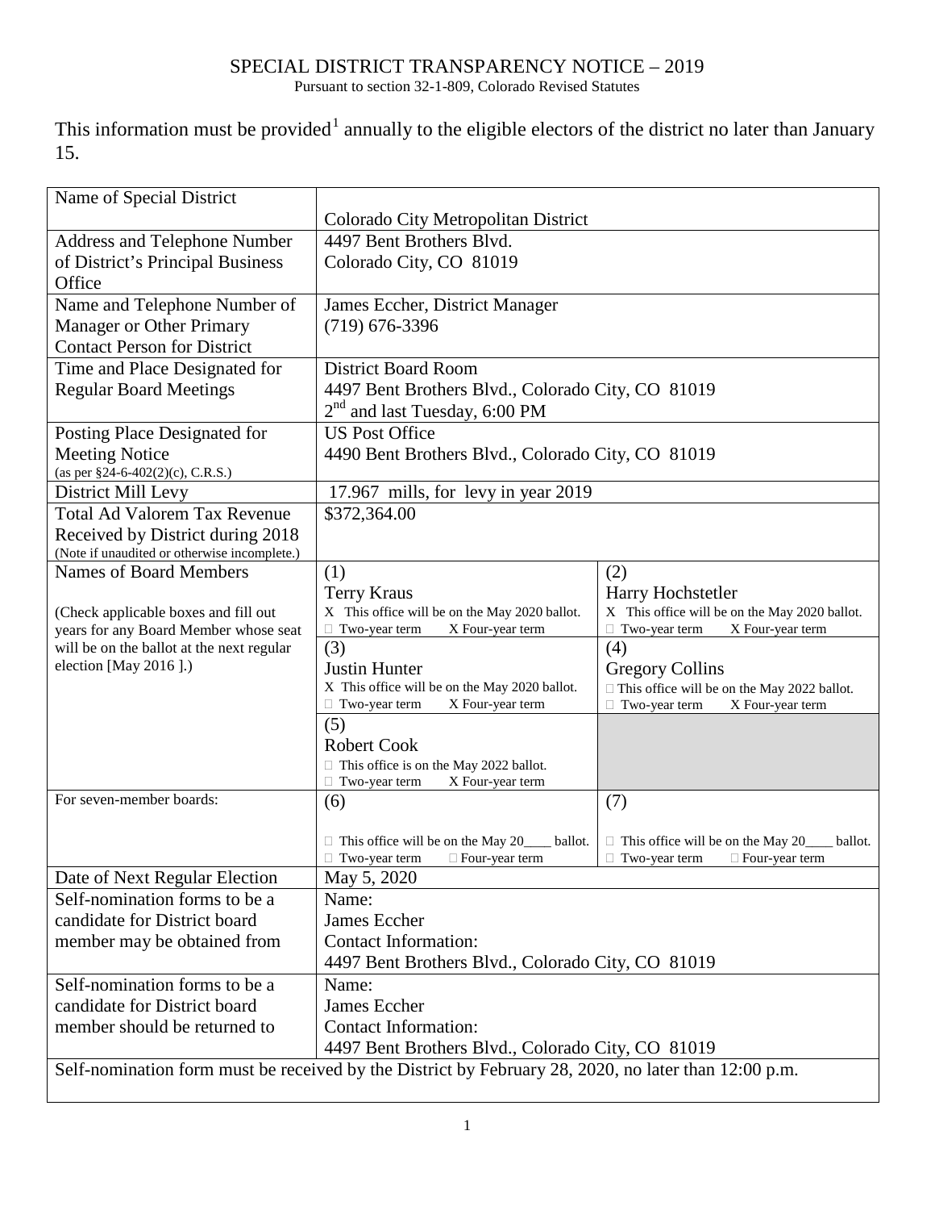# SPECIAL DISTRICT TRANSPARENCY NOTICE – 2019

Pursuant to section 32-1-809, Colorado Revised Statutes

This information must be provided[1] annually to the eligible electors of the district no later than January 15.

| Name of Special District | Colorado City Metropolitan District | |
|---|---|---|
| Address and Telephone Number of District's Principal Business Office | 4497 Bent Brothers Blvd.<br>Colorado City, CO 81019 | |
| Name and Telephone Number of Manager or Other Primary Contact Person for District | James Eccher, District Manager<br>(719) 676-3396 | |
| Time and Place Designated for Regular Board Meetings | District Board Room<br>4497 Bent Brothers Blvd., Colorado City, CO 81019<br>2nd and last Tuesday, 6:00 PM | |
| Posting Place Designated for Meeting Notice<br>(as per §24-6-402(2)(c), C.R.S.) | US Post Office<br>4490 Bent Brothers Blvd., Colorado City, CO 81019 | |
| District Mill Levy | 17.967 mills, for levy in year 2019 | |
| Total Ad Valorem Tax Revenue Received by District during 2018<br>(Note if unaudited or otherwise incomplete.) | $372,364.00 | |
| Names of Board Members<br><br>(Check applicable boxes and fill out years for any Board Member whose seat will be on the ballot at the next regular election [May 2016 ].) | (1)<br>Terry Kraus<br>X This office will be on the May 2020 ballot.<br>☐ Two-year term X Four-year term | (2)<br>Harry Hochstetler<br>X This office will be on the May 2020 ballot.<br>☐ Two-year term X Four-year term |
| | (3)<br>Justin Hunter<br>X This office will be on the May 2020 ballot.<br>☐ Two-year term X Four-year term | (4)<br>Gregory Collins<br>☐ This office will be on the May 2022 ballot.<br>☐ Two-year term X Four-year term |
| | (5)<br>Robert Cook<br>☐ This office is on the May 2022 ballot.<br>☐ Two-year term X Four-year term | |
| For seven-member boards: | (6)<br><br>☐ This office will be on the May 20____ ballot.<br>☐ Two-year term ☐ Four-year term | (7)<br><br>☐ This office will be on the May 20____ ballot.<br>☐ Two-year term ☐ Four-year term |
| Date of Next Regular Election | May 5, 2020 | |
| Self-nomination forms to be a candidate for District board member may be obtained from | Name:<br>James Eccher<br>Contact Information:<br>4497 Bent Brothers Blvd., Colorado City, CO 81019 | |
| Self-nomination forms to be a candidate for District board member should be returned to | Name:<br>James Eccher<br>Contact Information:<br>4497 Bent Brothers Blvd., Colorado City, CO 81019 | |
| Self-nomination form must be received by the District by February 28, 2020, no later than 12:00 p.m. | | |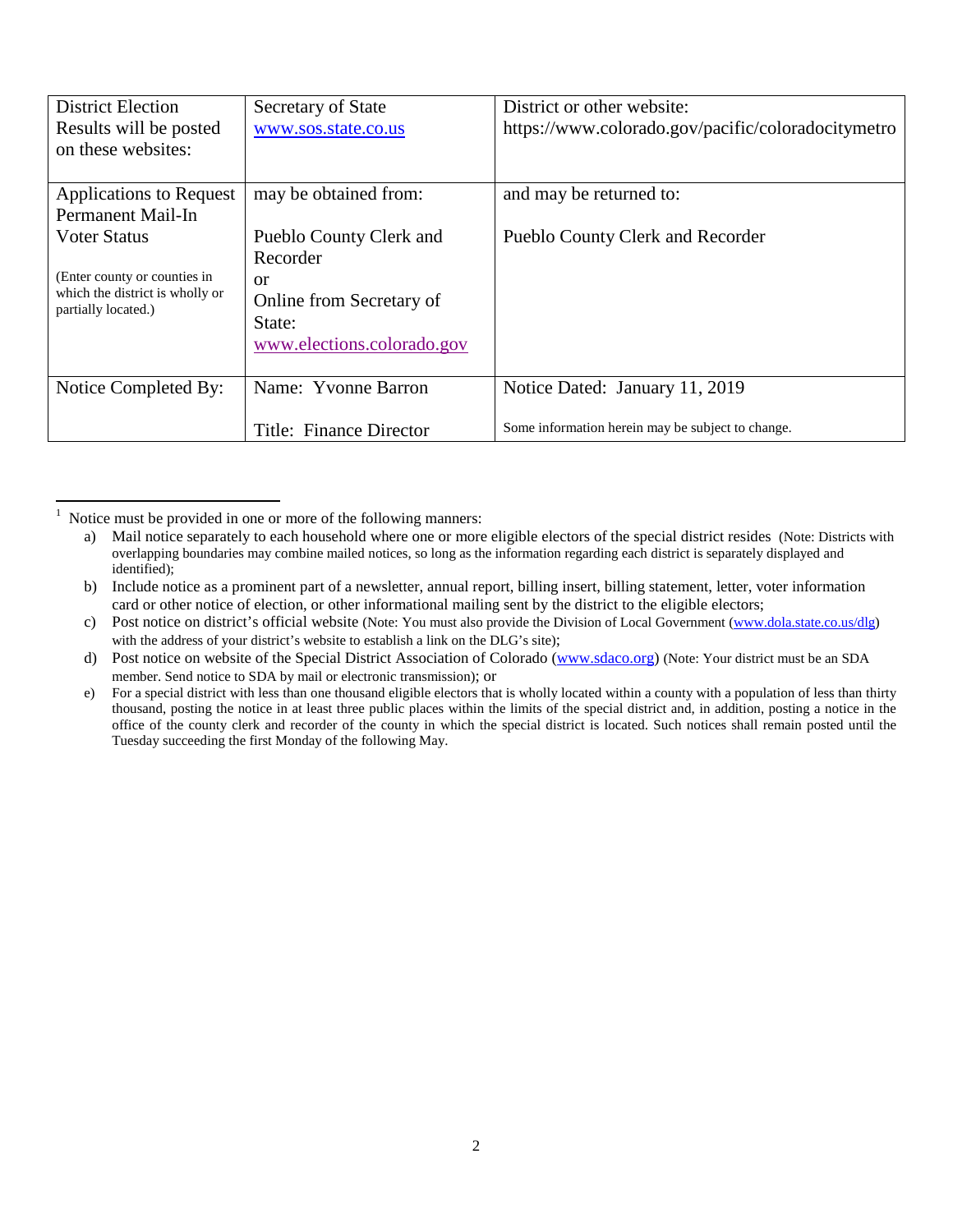| | | |
|---|---|---|
| District Election Results will be posted on these websites: | Secretary of State [www.sos.state.co.us](http://www.sos.state.co.us) | District or other website: https://www.colorado.gov/pacific/coloradocitymetro |
| Applications to Request Permanent Mail-In Voter Status<br><br>(Enter county or counties in which the district is wholly or partially located.) | may be obtained from:<br><br>Pueblo County Clerk and Recorder<br>or<br>Online from Secretary of State:<br>[www.elections.colorado.gov](http://www.elections.colorado.gov) | and may be returned to:<br><br>Pueblo County Clerk and Recorder |
| Notice Completed By: | Name: Yvonne Barron<br><br>Title: Finance Director | Notice Dated: January 11, 2019<br><br>Some information herein may be subject to change. |

---

[1] Notice must be provided in one or more of the following manners:

a) Mail notice separately to each household where one or more eligible electors of the special district resides (Note: Districts with overlapping boundaries may combine mailed notices, so long as the information regarding each district is separately displayed and identified);

b) Include notice as a prominent part of a newsletter, annual report, billing insert, billing statement, letter, voter information card or other notice of election, or other informational mailing sent by the district to the eligible electors;

c) Post notice on district's official website (Note: You must also provide the Division of Local Government ([www.dola.state.co.us/dlg](http://www.dola.state.co.us/dlg)) with the address of your district's website to establish a link on the DLG's site);

d) Post notice on website of the Special District Association of Colorado ([www.sdaco.org](http://www.sdaco.org)) (Note: Your district must be an SDA member. Send notice to SDA by mail or electronic transmission); or

e) For a special district with less than one thousand eligible electors that is wholly located within a county with a population of less than thirty thousand, posting the notice in at least three public places within the limits of the special district and, in addition, posting a notice in the office of the county clerk and recorder of the county in which the special district is located. Such notices shall remain posted until the Tuesday succeeding the first Monday of the following May.